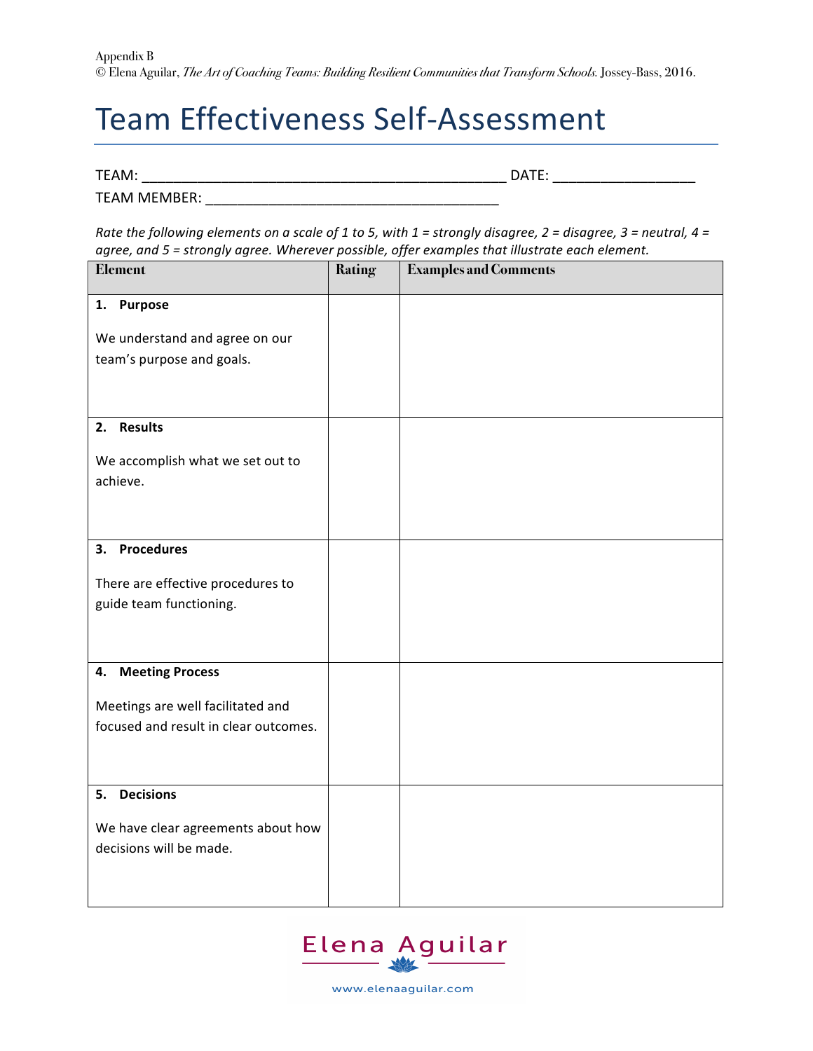Appendix B
© Elena Aguilar, *The Art of Coaching Teams: Building Resilient Communities that Transform Schools.* Jossey-Bass, 2016.

# Team Effectiveness Self-Assessment

TEAM: ______________________________________________ DATE: __________________
TEAM MEMBER: _____________________________________

*Rate the following elements on a scale of 1 to 5, with 1 = strongly disagree, 2 = disagree, 3 = neutral, 4 = agree, and 5 = strongly agree. Wherever possible, offer examples that illustrate each element.*

| Element | Rating | Examples and Comments |
|---|---|---|
| **1. Purpose**<br><br>We understand and agree on our team's purpose and goals. | | |
| **2. Results**<br><br>We accomplish what we set out to achieve. | | |
| **3. Procedures**<br><br>There are effective procedures to guide team functioning. | | |
| **4. Meeting Process**<br><br>Meetings are well facilitated and focused and result in clear outcomes. | | |
| **5. Decisions**<br><br>We have clear agreements about how decisions will be made. | | |

Elena Aguilar
www.elenaaguilar.com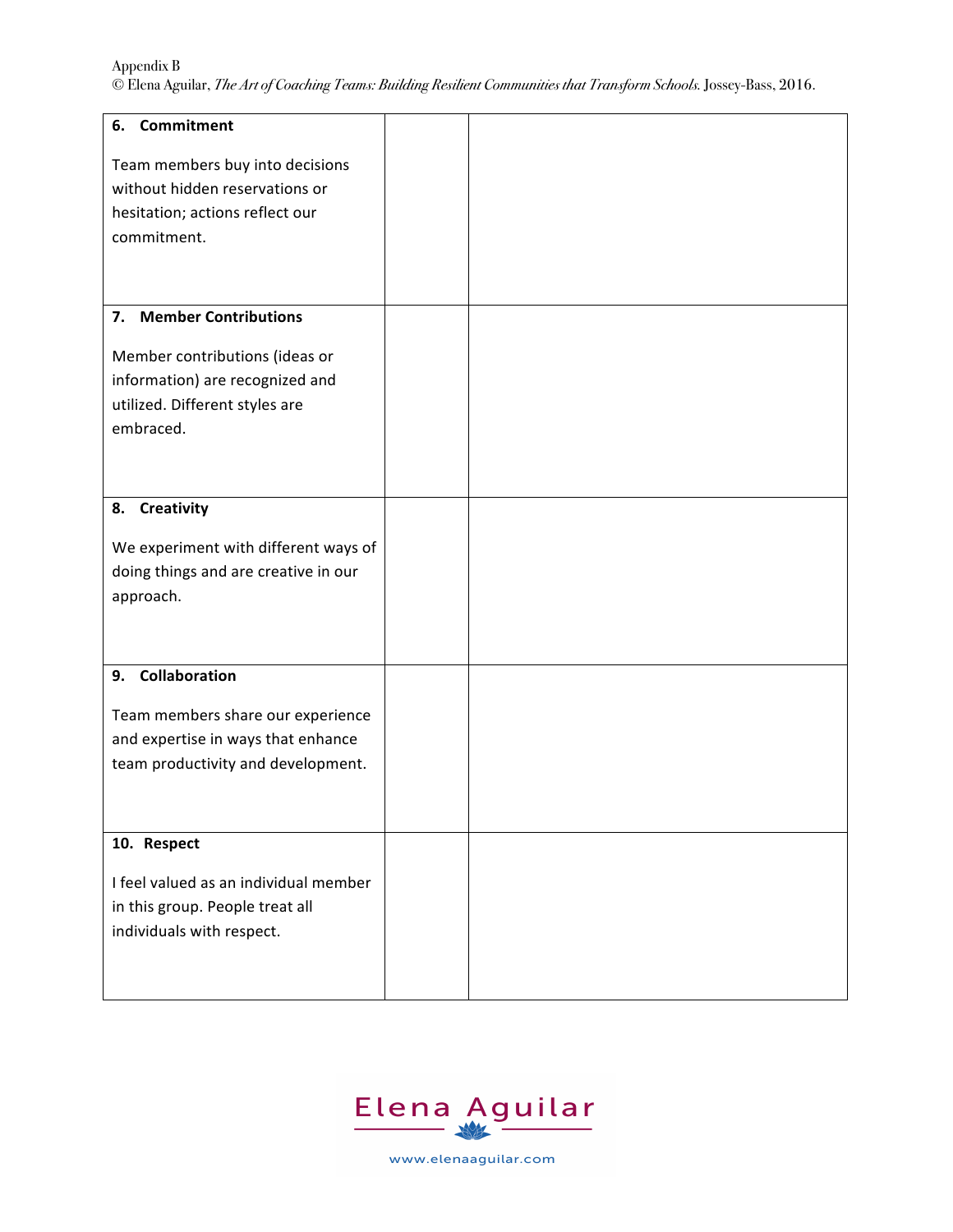| | | |
|---|---|---|
| **6. Commitment**<br><br>Team members buy into decisions without hidden reservations or hesitation; actions reflect our commitment. | | |
| **7. Member Contributions**<br><br>Member contributions (ideas or information) are recognized and utilized. Different styles are embraced. | | |
| **8. Creativity**<br><br>We experiment with different ways of doing things and are creative in our approach. | | |
| **9. Collaboration**<br><br>Team members share our experience and expertise in ways that enhance team productivity and development. | | |
| **10. Respect**<br><br>I feel valued as an individual member in this group. People treat all individuals with respect. | | |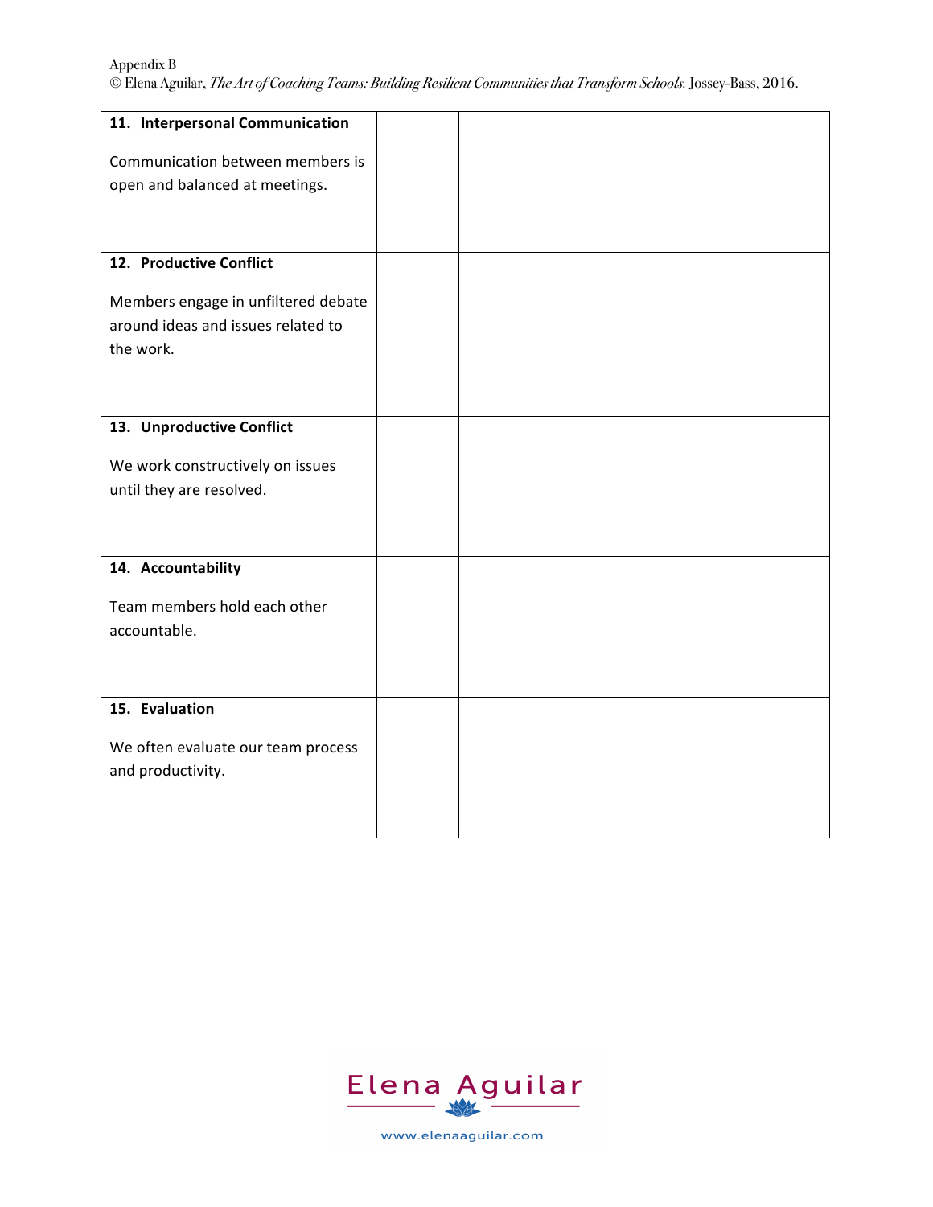| | | |
|---|---|---|
| **11. Interpersonal Communication**<br><br>Communication between members is open and balanced at meetings. | | |
| **12. Productive Conflict**<br><br>Members engage in unfiltered debate around ideas and issues related to the work. | | |
| **13. Unproductive Conflict**<br><br>We work constructively on issues until they are resolved. | | |
| **14. Accountability**<br><br>Team members hold each other accountable. | | |
| **15. Evaluation**<br><br>We often evaluate our team process and productivity. | | |

Elena Aguilar

www.elenaaguilar.com